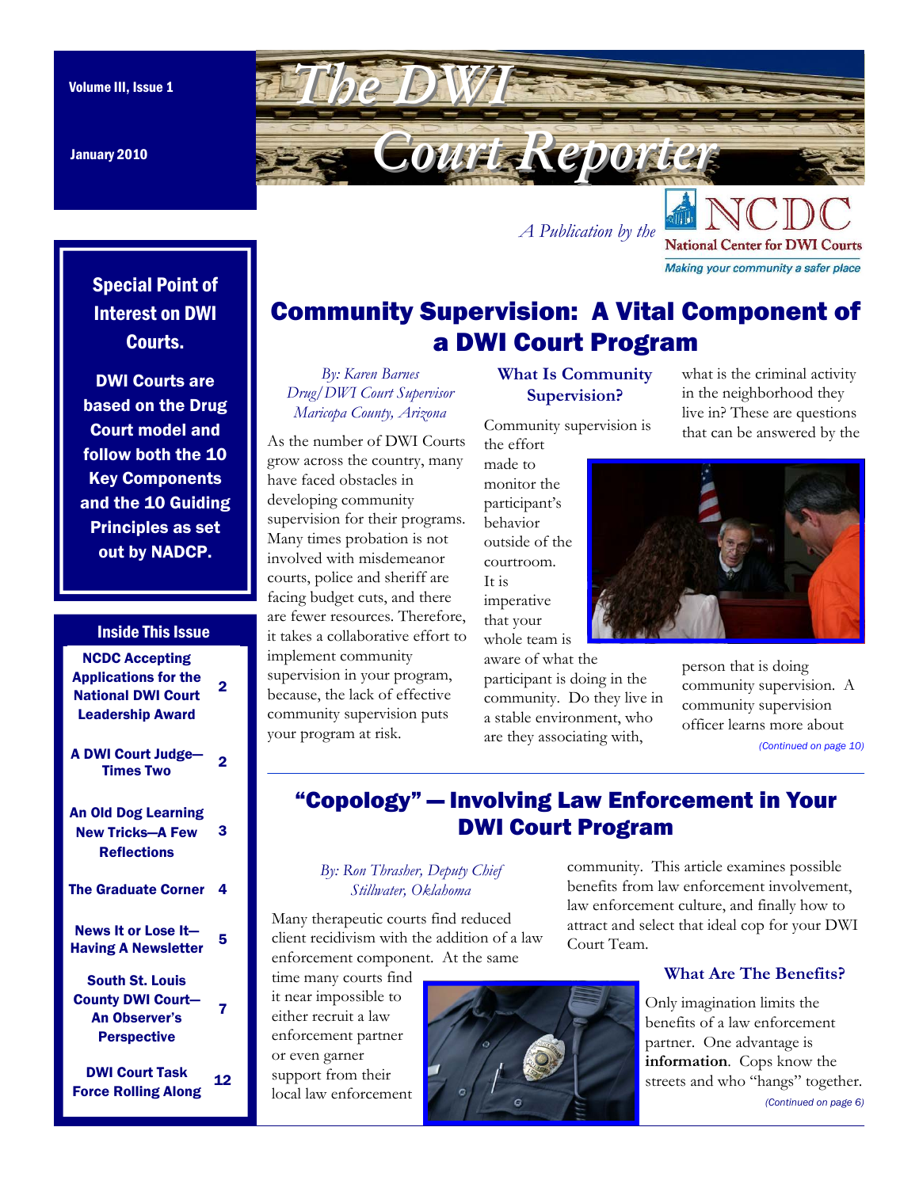Volume III, Issue 1

January 2010

# The DWI Court Reporter

*A Publication by the* NCDC National Center for DWI Courts

*Making your community a safer place*

**Special Point of Interest on DWI Courts.**

**DWI Courts are based on the Drug Court model and follow both the 10 Key Components and the 10 Guiding Principles as set out by NADCP.**

**Inside This Issue**

| | |
|---|---|
| NCDC Accepting Applications for the National DWI Court Leadership Award | 2 |
| A DWI Court Judge—Times Two | 2 |
| An Old Dog Learning New Tricks—A Few Reflections | 3 |
| The Graduate Corner | 4 |
| News It or Lose It—Having A Newsletter | 5 |
| South St. Louis County DWI Court—An Observer's Perspective | 7 |
| DWI Court Task Force Rolling Along | 12 |

## Community Supervision: A Vital Component of a DWI Court Program

*By: Karen Barnes*
*Drug/DWI Court Supervisor*
*Maricopa County, Arizona*

As the number of DWI Courts grow across the country, many have faced obstacles in developing community supervision for their programs. Many times probation is not involved with misdemeanor courts, police and sheriff are facing budget cuts, and there are fewer resources. Therefore, it takes a collaborative effort to implement community supervision in your program, because, the lack of effective community supervision puts your program at risk.

### What Is Community Supervision?

Community supervision is the effort made to monitor the participant's behavior outside of the courtroom. It is imperative that your whole team is aware of what the participant is doing in the community. Do they live in a stable environment, who are they associating with, what is the criminal activity in the neighborhood they live in? These are questions that can be answered by the person that is doing community supervision. A community supervision officer learns more about

*(Continued on page 10)*

## "Copology" — Involving Law Enforcement in Your DWI Court Program

*By: Ron Thrasher, Deputy Chief*
*Stillwater, Oklahoma*

Many therapeutic courts find reduced client recidivism with the addition of a law enforcement component. At the same time many courts find it near impossible to either recruit a law enforcement partner or even garner support from their local law enforcement community. This article examines possible benefits from law enforcement involvement, law enforcement culture, and finally how to attract and select that ideal cop for your DWI Court Team.

### What Are The Benefits?

Only imagination limits the benefits of a law enforcement partner. One advantage is **information**. Cops know the streets and who "hangs" together.

*(Continued on page 6)*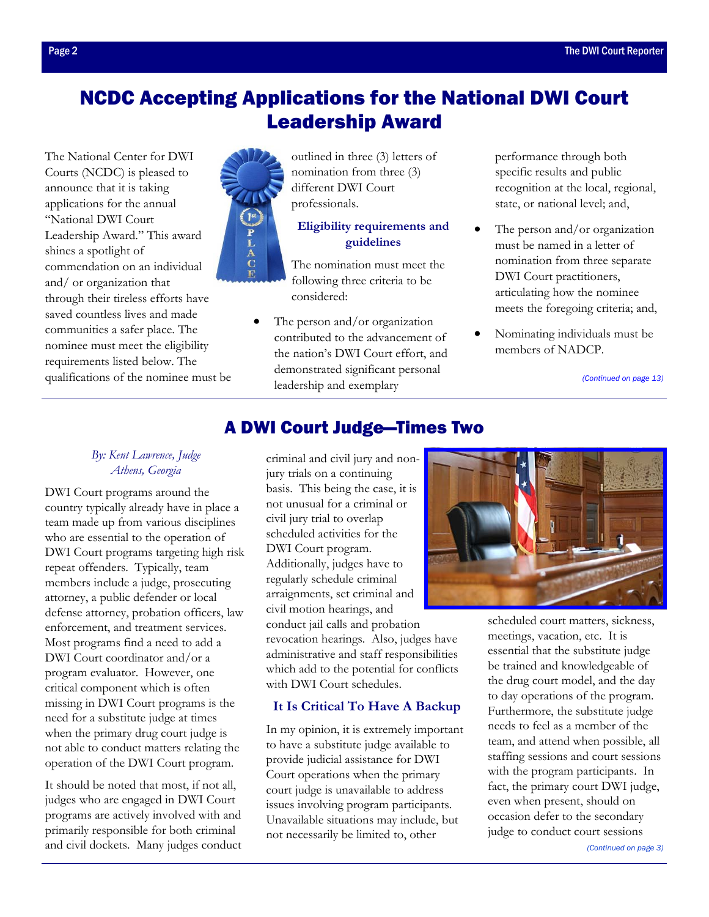# NCDC Accepting Applications for the National DWI Court Leadership Award

The National Center for DWI Courts (NCDC) is pleased to announce that it is taking applications for the annual "National DWI Court Leadership Award." This award shines a spotlight of commendation on an individual and/ or organization that through their tireless efforts have saved countless lives and made communities a safer place. The nominee must meet the eligibility requirements listed below. The qualifications of the nominee must be outlined in three (3) letters of nomination from three (3) different DWI Court professionals.

### Eligibility requirements and guidelines

The nomination must meet the following three criteria to be considered:

- The person and/or organization contributed to the advancement of the nation's DWI Court effort, and demonstrated significant personal leadership and exemplary performance through both specific results and public recognition at the local, regional, state, or national level; and,
- The person and/or organization must be named in a letter of nomination from three separate DWI Court practitioners, articulating how the nominee meets the foregoing criteria; and,
- Nominating individuals must be members of NADCP.

*(Continued on page 13)*

# A DWI Court Judge—Times Two

*By: Kent Lawrence, Judge*
*Athens, Georgia*

DWI Court programs around the country typically already have in place a team made up from various disciplines who are essential to the operation of DWI Court programs targeting high risk repeat offenders. Typically, team members include a judge, prosecuting attorney, a public defender or local defense attorney, probation officers, law enforcement, and treatment services. Most programs find a need to add a DWI Court coordinator and/or a program evaluator. However, one critical component which is often missing in DWI Court programs is the need for a substitute judge at times when the primary drug court judge is not able to conduct matters relating the operation of the DWI Court program.

It should be noted that most, if not all, judges who are engaged in DWI Court programs are actively involved with and primarily responsible for both criminal and civil dockets. Many judges conduct criminal and civil jury and non-jury trials on a continuing basis. This being the case, it is not unusual for a criminal or civil jury trial to overlap scheduled activities for the DWI Court program. Additionally, judges have to regularly schedule criminal arraignments, set criminal and civil motion hearings, and conduct jail calls and probation revocation hearings. Also, judges have administrative and staff responsibilities which add to the potential for conflicts with DWI Court schedules.

### It Is Critical To Have A Backup

In my opinion, it is extremely important to have a substitute judge available to provide judicial assistance for DWI Court operations when the primary court judge is unavailable to address issues involving program participants. Unavailable situations may include, but not necessarily be limited to, other scheduled court matters, sickness, meetings, vacation, etc. It is essential that the substitute judge be trained and knowledgeable of the drug court model, and the day to day operations of the program. Furthermore, the substitute judge needs to feel as a member of the team, and attend when possible, all staffing sessions and court sessions with the program participants. In fact, the primary court DWI judge, even when present, should on occasion defer to the secondary judge to conduct court sessions

*(Continued on page 3)*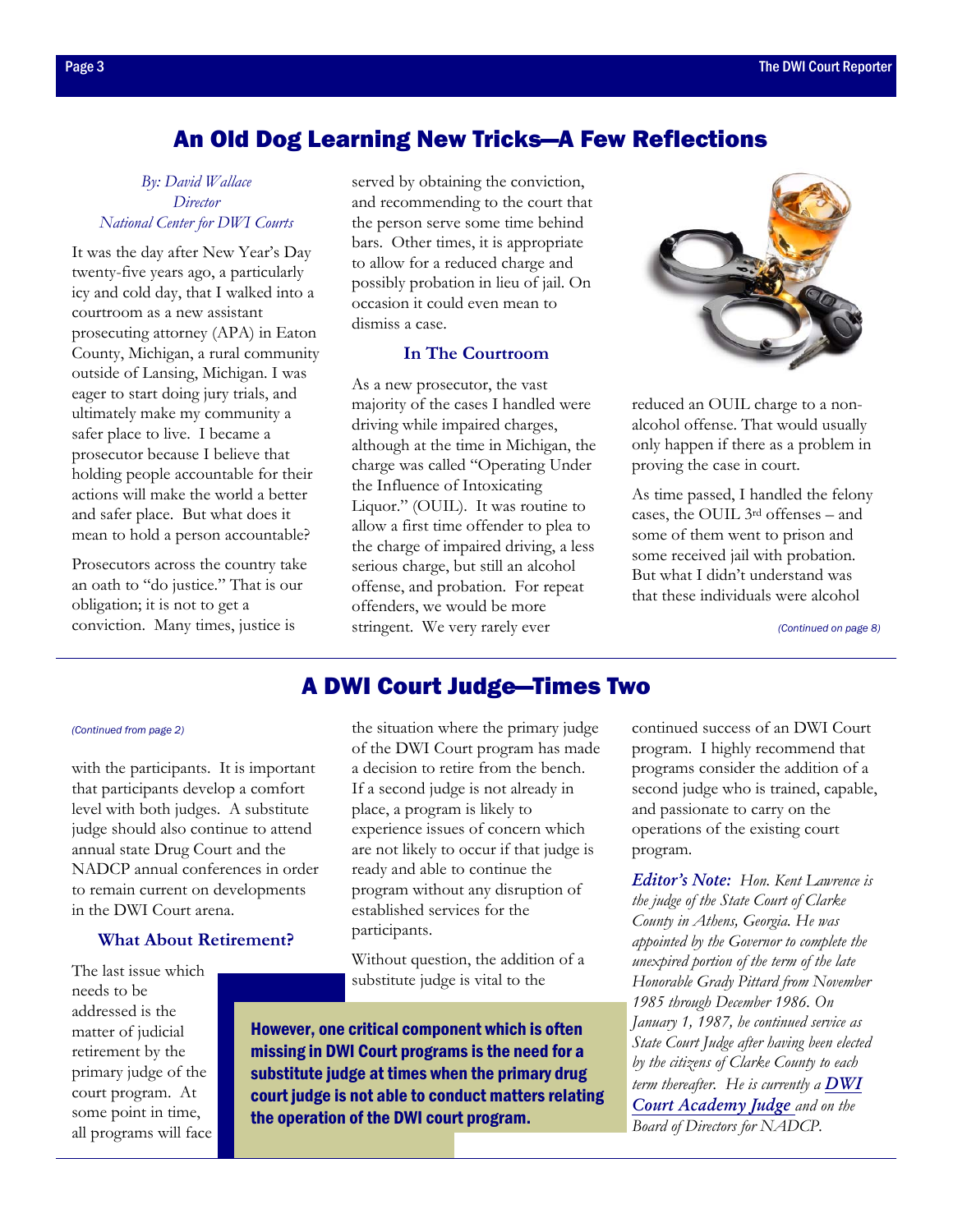## An Old Dog Learning New Tricks—A Few Reflections

*By: David Wallace*
*Director*
*National Center for DWI Courts*

It was the day after New Year's Day twenty-five years ago, a particularly icy and cold day, that I walked into a courtroom as a new assistant prosecuting attorney (APA) in Eaton County, Michigan, a rural community outside of Lansing, Michigan. I was eager to start doing jury trials, and ultimately make my community a safer place to live. I became a prosecutor because I believe that holding people accountable for their actions will make the world a better and safer place. But what does it mean to hold a person accountable?

Prosecutors across the country take an oath to "do justice." That is our obligation; it is not to get a conviction. Many times, justice is served by obtaining the conviction, and recommending to the court that the person serve some time behind bars. Other times, it is appropriate to allow for a reduced charge and possibly probation in lieu of jail. On occasion it could even mean to dismiss a case.

### In The Courtroom

As a new prosecutor, the vast majority of the cases I handled were driving while impaired charges, although at the time in Michigan, the charge was called "Operating Under the Influence of Intoxicating Liquor." (OUIL). It was routine to allow a first time offender to plea to the charge of impaired driving, a less serious charge, but still an alcohol offense, and probation. For repeat offenders, we would be more stringent. We very rarely ever reduced an OUIL charge to a non-alcohol offense. That would usually only happen if there as a problem in proving the case in court.

As time passed, I handled the felony cases, the OUIL 3rd offenses – and some of them went to prison and some received jail with probation. But what I didn't understand was that these individuals were alcohol

*(Continued on page 8)*

## A DWI Court Judge—Times Two

*(Continued from page 2)*

with the participants. It is important that participants develop a comfort level with both judges. A substitute judge should also continue to attend annual state Drug Court and the NADCP annual conferences in order to remain current on developments in the DWI Court arena.

### What About Retirement?

The last issue which needs to be addressed is the matter of judicial retirement by the primary judge of the court program. At some point in time, all programs will face the situation where the primary judge of the DWI Court program has made a decision to retire from the bench. If a second judge is not already in place, a program is likely to experience issues of concern which are not likely to occur if that judge is ready and able to continue the program without any disruption of established services for the participants.

Without question, the addition of a substitute judge is vital to the continued success of an DWI Court program. I highly recommend that programs consider the addition of a second judge who is trained, capable, and passionate to carry on the operations of the existing court program.

**However, one critical component which is often missing in DWI Court programs is the need for a substitute judge at times when the primary drug court judge is not able to conduct matters relating the operation of the DWI court program.**

***Editor's Note:*** *Hon. Kent Lawrence is the judge of the State Court of Clarke County in Athens, Georgia. He was appointed by the Governor to complete the unexpired portion of the term of the late Honorable Grady Pittard from November 1985 through December 1986. On January 1, 1987, he continued service as State Court Judge after having been elected by the citizens of Clarke County to each term thereafter. He is currently a* ***DWI Court Academy Judge*** *and on the Board of Directors for NADCP.*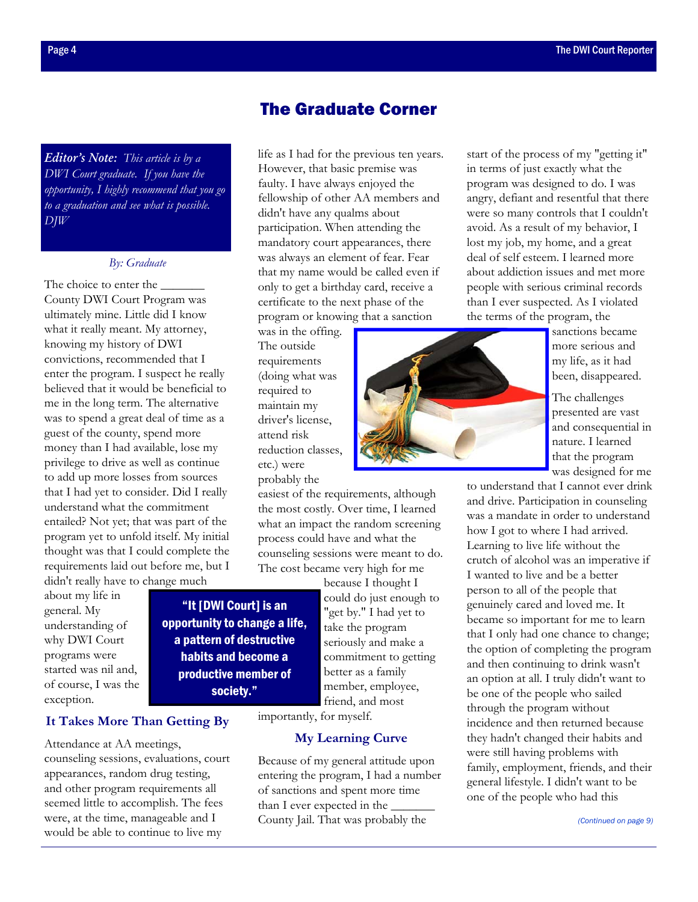# The Graduate Corner

> ***Editor's Note:*** *This article is by a DWI Court graduate. If you have the opportunity, I highly recommend that you go to a graduation and see what is possible. DJW*

*By: Graduate*

The choice to enter the _______ County DWI Court Program was ultimately mine. Little did I know what it really meant. My attorney, knowing my history of DWI convictions, recommended that I enter the program. I suspect he really believed that it would be beneficial to me in the long term. The alternative was to spend a great deal of time as a guest of the county, spend more money than I had available, lose my privilege to drive as well as continue to add up more losses from sources that I had yet to consider. Did I really understand what the commitment entailed? Not yet; that was part of the program yet to unfold itself. My initial thought was that I could complete the requirements laid out before me, but I didn't really have to change much about my life in general. My understanding of why DWI Court programs were started was nil and, of course, I was the exception.

**"It [DWI Court] is an opportunity to change a life, a pattern of destructive habits and become a productive member of society."**

## It Takes More Than Getting By

Attendance at AA meetings, counseling sessions, evaluations, court appearances, random drug testing, and other program requirements all seemed little to accomplish. The fees were, at the time, manageable and I would be able to continue to live my life as I had for the previous ten years. However, that basic premise was faulty. I have always enjoyed the fellowship of other AA members and didn't have any qualms about participation. When attending the mandatory court appearances, there was always an element of fear. Fear that my name would be called even if only to get a birthday card, receive a certificate to the next phase of the program or knowing that a sanction was in the offing. The outside requirements (doing what was required to maintain my driver's license, attend risk reduction classes, etc.) were probably the easiest of the requirements, although the most costly. Over time, I learned what an impact the random screening process could have and what the counseling sessions were meant to do. The cost became very high for me because I thought I could do just enough to "get by." I had yet to take the program seriously and make a commitment to getting better as a family member, employee, friend, and most importantly, for myself.

## My Learning Curve

Because of my general attitude upon entering the program, I had a number of sanctions and spent more time than I ever expected in the _______ County Jail. That was probably the start of the process of my "getting it" in terms of just exactly what the program was designed to do. I was angry, defiant and resentful that there were so many controls that I couldn't avoid. As a result of my behavior, I lost my job, my home, and a great deal of self esteem. I learned more about addiction issues and met more people with serious criminal records than I ever suspected. As I violated the terms of the program, the sanctions became more serious and my life, as it had been, disappeared.

The challenges presented are vast and consequential in nature. I learned that the program was designed for me to understand that I cannot ever drink and drive. Participation in counseling was a mandate in order to understand how I got to where I had arrived. Learning to live life without the crutch of alcohol was an imperative if I wanted to live and be a better person to all of the people that genuinely cared and loved me. It became so important for me to learn that I only had one chance to change; the option of completing the program and then continuing to drink wasn't an option at all. I truly didn't want to be one of the people who sailed through the program without incidence and then returned because they hadn't changed their habits and were still having problems with family, employment, friends, and their general lifestyle. I didn't want to be one of the people who had this

*(Continued on page 9)*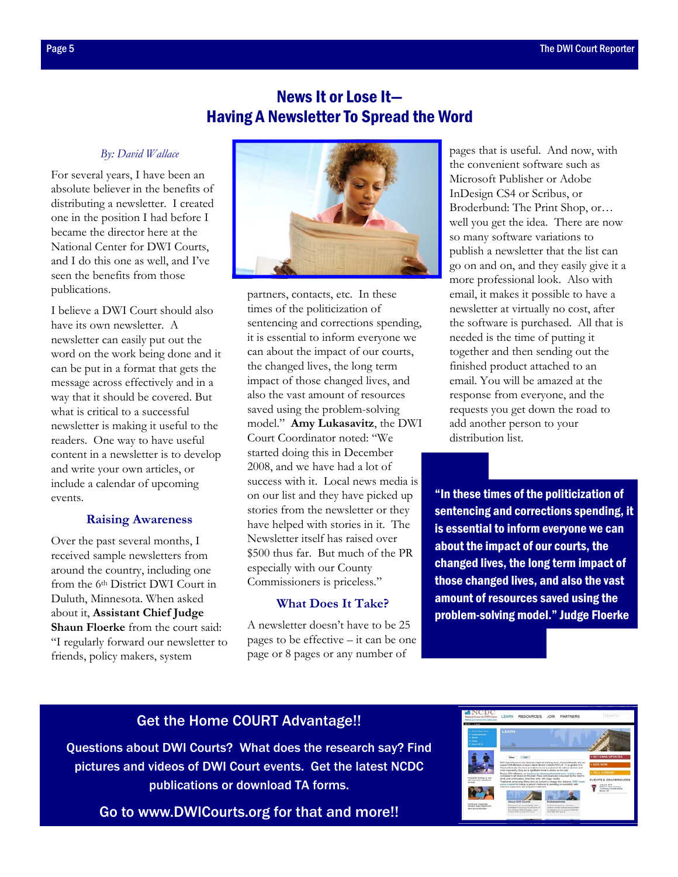# News It or Lose It—Having A Newsletter To Spread the Word

*By: David Wallace*

For several years, I have been an absolute believer in the benefits of distributing a newsletter. I created one in the position I had before I became the director here at the National Center for DWI Courts, and I do this one as well, and I've seen the benefits from those publications.

I believe a DWI Court should also have its own newsletter. A newsletter can easily put out the word on the work being done and it can be put in a format that gets the message across effectively and in a way that it should be covered. But what is critical to a successful newsletter is making it useful to the readers. One way to have useful content in a newsletter is to develop and write your own articles, or include a calendar of upcoming events.

## Raising Awareness

Over the past several months, I received sample newsletters from around the country, including one from the 6th District DWI Court in Duluth, Minnesota. When asked about it, **Assistant Chief Judge Shaun Floerke** from the court said: "I regularly forward our newsletter to friends, policy makers, system partners, contacts, etc. In these times of the politicization of sentencing and corrections spending, it is essential to inform everyone we can about the impact of our courts, the changed lives, the long term impact of those changed lives, and also the vast amount of resources saved using the problem-solving model." **Amy Lukasavitz**, the DWI Court Coordinator noted: "We started doing this in December 2008, and we have had a lot of success with it. Local news media is on our list and they have picked up stories from the newsletter or they have helped with stories in it. The Newsletter itself has raised over $500 thus far. But much of the PR especially with our County Commissioners is priceless."

## What Does It Take?

A newsletter doesn't have to be 25 pages to be effective – it can be one page or 8 pages or any number of pages that is useful. And now, with the convenient software such as Microsoft Publisher or Adobe InDesign CS4 or Scribus, or Broderbund: The Print Shop, or… well you get the idea. There are now so many software variations to publish a newsletter that the list can go on and on, and they easily give it a more professional look. Also with email, it makes it possible to have a newsletter at virtually no cost, after the software is purchased. All that is needed is the time of putting it together and then sending out the finished product attached to an email. You will be amazed at the response from everyone, and the requests you get down the road to add another person to your distribution list.

> **"In these times of the politicization of sentencing and corrections spending, it is essential to inform everyone we can about the impact of our courts, the changed lives, the long term impact of those changed lives, and also the vast amount of resources saved using the problem-solving model." Judge Floerke**

## Get the Home COURT Advantage!!

Questions about DWI Courts? What does the research say? Find pictures and videos of DWI Court events. Get the latest NCDC publications or download TA forms.

Go to www.DWICourts.org for that and more!!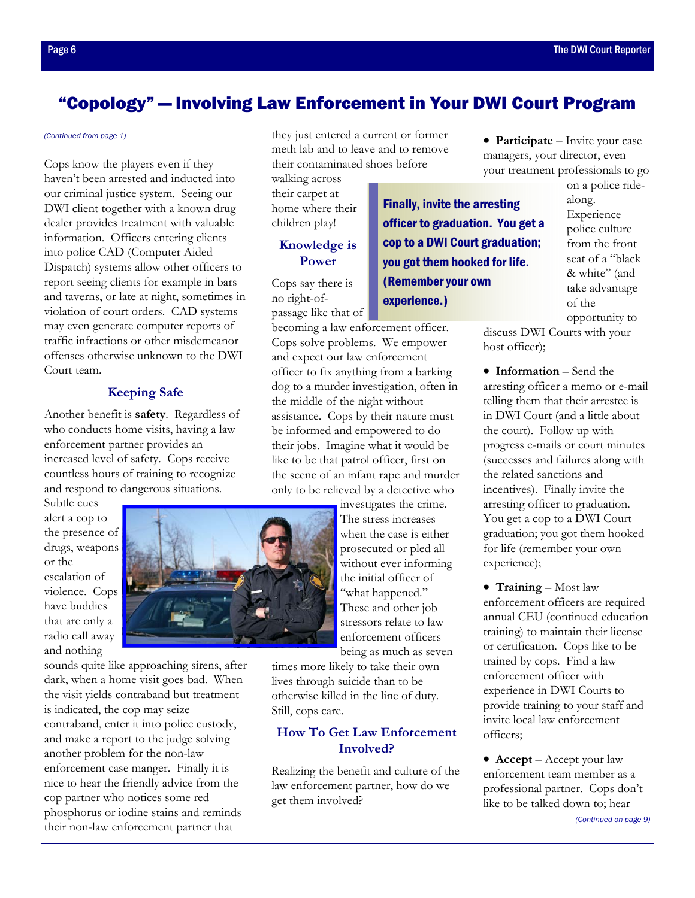# "Copology" — Involving Law Enforcement in Your DWI Court Program

*(Continued from page 1)*

Cops know the players even if they haven't been arrested and inducted into our criminal justice system. Seeing our DWI client together with a known drug dealer provides treatment with valuable information. Officers entering clients into police CAD (Computer Aided Dispatch) systems allow other officers to report seeing clients for example in bars and taverns, or late at night, sometimes in violation of court orders. CAD systems may even generate computer reports of traffic infractions or other misdemeanor offenses otherwise unknown to the DWI Court team.

### Keeping Safe

Another benefit is **safety**. Regardless of who conducts home visits, having a law enforcement partner provides an increased level of safety. Cops receive countless hours of training to recognize and respond to dangerous situations. Subtle cues alert a cop to the presence of drugs, weapons or the escalation of violence. Cops have buddies that are only a radio call away and nothing sounds quite like approaching sirens, after dark, when a home visit goes bad. When the visit yields contraband but treatment is indicated, the cop may seize contraband, enter it into police custody, and make a report to the judge solving another problem for the non-law enforcement case manger. Finally it is nice to hear the friendly advice from the cop partner who notices some red phosphorus or iodine stains and reminds their non-law enforcement partner that they just entered a current or former meth lab and to leave and to remove their contaminated shoes before walking across their carpet at home where their children play!

### Knowledge is Power

Cops say there is no right-of-passage like that of becoming a law enforcement officer. Cops solve problems. We empower and expect our law enforcement officer to fix anything from a barking dog to a murder investigation, often in the middle of the night without assistance. Cops by their nature must be informed and empowered to do their jobs. Imagine what it would be like to be that patrol officer, first on the scene of an infant rape and murder only to be relieved by a detective who investigates the crime. The stress increases when the case is either prosecuted or pled all without ever informing the initial officer of "what happened." These and other job stressors relate to law enforcement officers being as much as seven times more likely to take their own lives through suicide than to be otherwise killed in the line of duty. Still, cops care.

> **Finally, invite the arresting officer to graduation. You get a cop to a DWI Court graduation; you got them hooked for life. (Remember your own experience.)**

### How To Get Law Enforcement Involved?

Realizing the benefit and culture of the law enforcement partner, how do we get them involved?

- **Participate** – Invite your case managers, your director, even your treatment professionals to go on a police ride-along. Experience police culture from the front seat of a "black & white" (and take advantage of the opportunity to discuss DWI Courts with your host officer);
- **Information** – Send the arresting officer a memo or e-mail telling them that their arrestee is in DWI Court (and a little about the court). Follow up with progress e-mails or court minutes (successes and failures along with the related sanctions and incentives). Finally invite the arresting officer to graduation. You get a cop to a DWI Court graduation; you got them hooked for life (remember your own experience);
- **Training** – Most law enforcement officers are required annual CEU (continued education training) to maintain their license or certification. Cops like to be trained by cops. Find a law enforcement officer with experience in DWI Courts to provide training to your staff and invite local law enforcement officers;
- **Accept** – Accept your law enforcement team member as a professional partner. Cops don't like to be talked down to; hear

*(Continued on page 9)*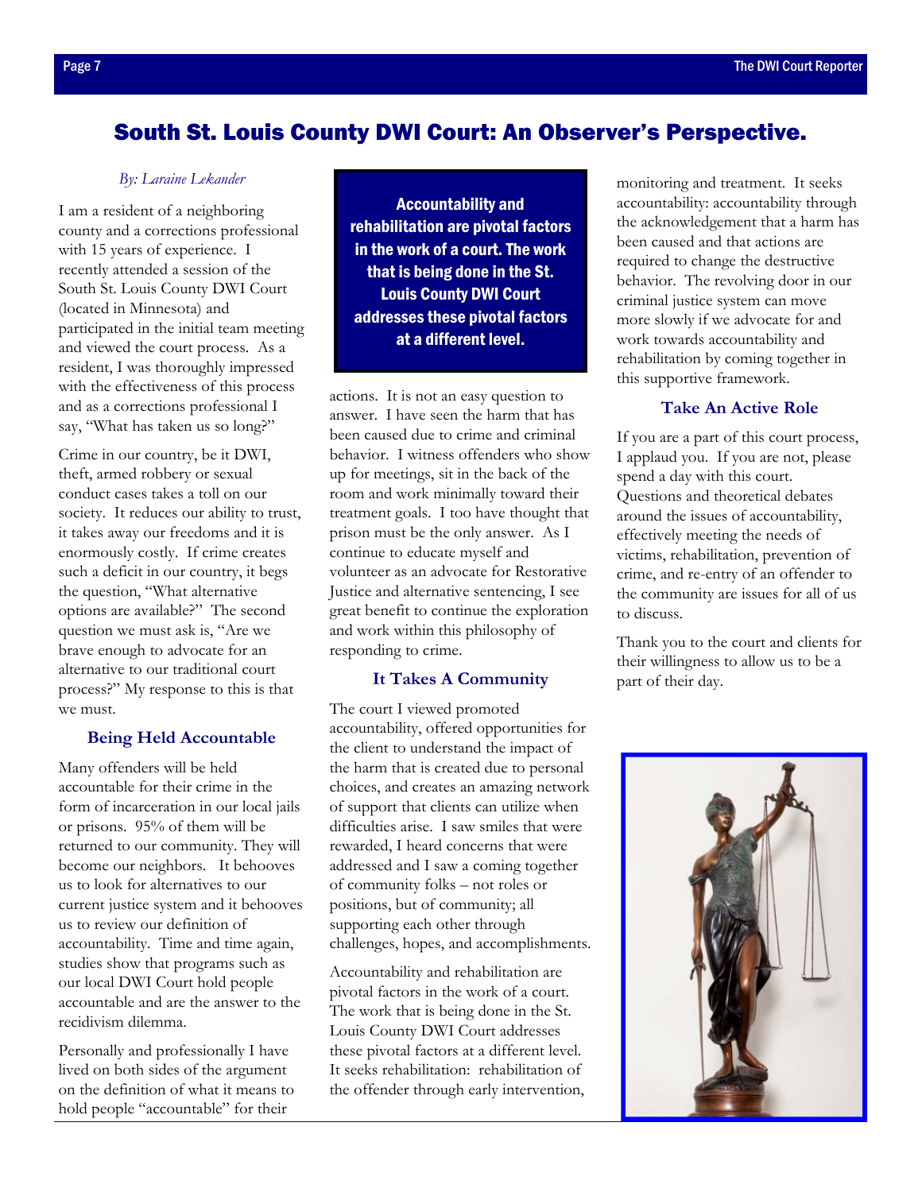## South St. Louis County DWI Court: An Observer's Perspective.

*By: Laraine Lekander*

I am a resident of a neighboring county and a corrections professional with 15 years of experience. I recently attended a session of the South St. Louis County DWI Court (located in Minnesota) and participated in the initial team meeting and viewed the court process. As a resident, I was thoroughly impressed with the effectiveness of this process and as a corrections professional I say, "What has taken us so long?"

Crime in our country, be it DWI, theft, armed robbery or sexual conduct cases takes a toll on our society. It reduces our ability to trust, it takes away our freedoms and it is enormously costly. If crime creates such a deficit in our country, it begs the question, "What alternative options are available?" The second question we must ask is, "Are we brave enough to advocate for an alternative to our traditional court process?" My response to this is that we must.

### Being Held Accountable

Many offenders will be held accountable for their crime in the form of incarceration in our local jails or prisons. 95% of them will be returned to our community. They will become our neighbors. It behooves us to look for alternatives to our current justice system and it behooves us to review our definition of accountability. Time and time again, studies show that programs such as our local DWI Court hold people accountable and are the answer to the recidivism dilemma.

Personally and professionally I have lived on both sides of the argument on the definition of what it means to hold people "accountable" for their actions. It is not an easy question to answer. I have seen the harm that has been caused due to crime and criminal behavior. I witness offenders who show up for meetings, sit in the back of the room and work minimally toward their treatment goals. I too have thought that prison must be the only answer. As I continue to educate myself and volunteer as an advocate for Restorative Justice and alternative sentencing, I see great benefit to continue the exploration and work within this philosophy of responding to crime.

**Accountability and rehabilitation are pivotal factors in the work of a court. The work that is being done in the St. Louis County DWI Court addresses these pivotal factors at a different level.**

### It Takes A Community

The court I viewed promoted accountability, offered opportunities for the client to understand the impact of the harm that is created due to personal choices, and creates an amazing network of support that clients can utilize when difficulties arise. I saw smiles that were rewarded, I heard concerns that were addressed and I saw a coming together of community folks – not roles or positions, but of community; all supporting each other through challenges, hopes, and accomplishments.

Accountability and rehabilitation are pivotal factors in the work of a court. The work that is being done in the St. Louis County DWI Court addresses these pivotal factors at a different level. It seeks rehabilitation: rehabilitation of the offender through early intervention, monitoring and treatment. It seeks accountability: accountability through the acknowledgement that a harm has been caused and that actions are required to change the destructive behavior. The revolving door in our criminal justice system can move more slowly if we advocate for and work towards accountability and rehabilitation by coming together in this supportive framework.

### Take An Active Role

If you are a part of this court process, I applaud you. If you are not, please spend a day with this court. Questions and theoretical debates around the issues of accountability, effectively meeting the needs of victims, rehabilitation, prevention of crime, and re-entry of an offender to the community are issues for all of us to discuss.

Thank you to the court and clients for their willingness to allow us to be a part of their day.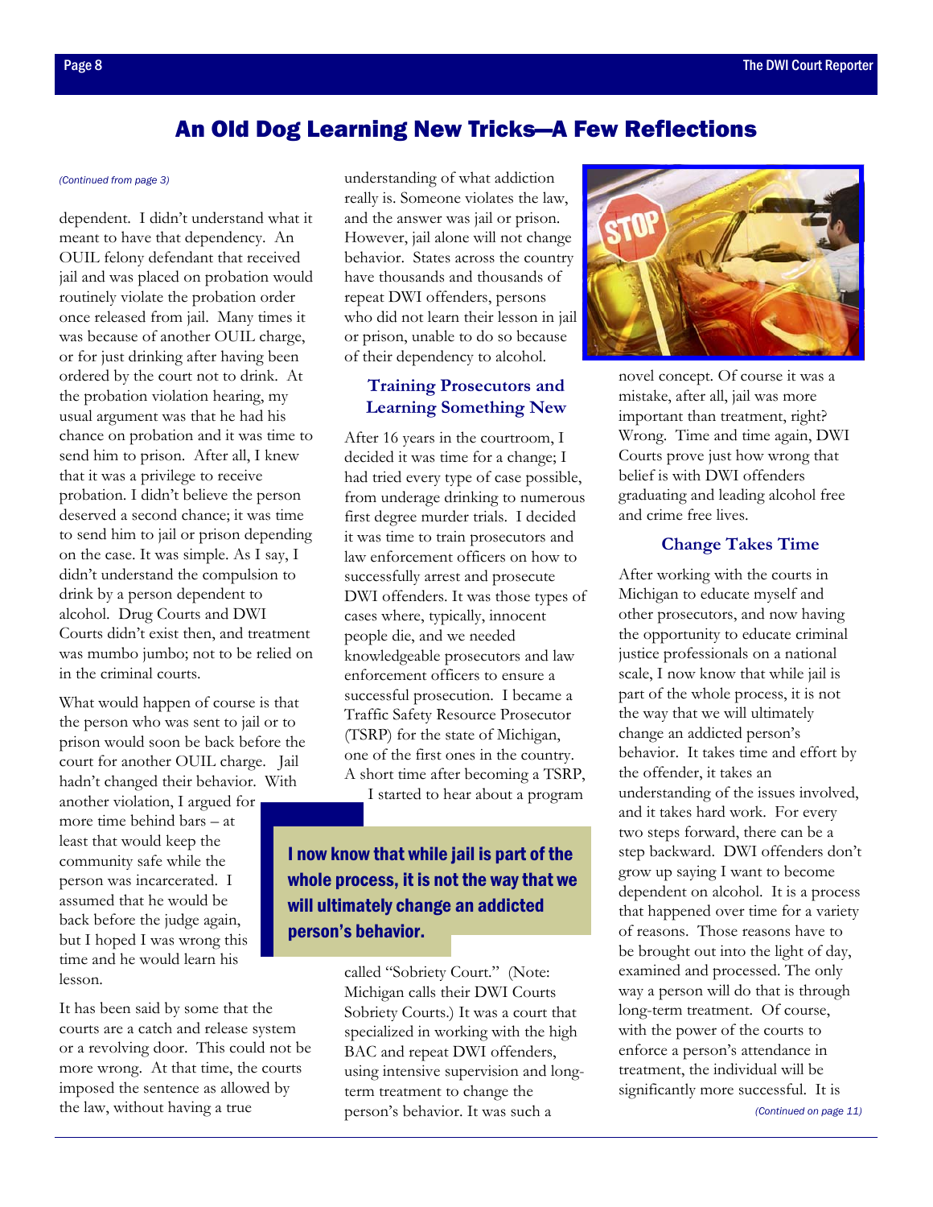# An Old Dog Learning New Tricks—A Few Reflections

*(Continued from page 3)*

dependent. I didn't understand what it meant to have that dependency. An OUIL felony defendant that received jail and was placed on probation would routinely violate the probation order once released from jail. Many times it was because of another OUIL charge, or for just drinking after having been ordered by the court not to drink. At the probation violation hearing, my usual argument was that he had his chance on probation and it was time to send him to prison. After all, I knew that it was a privilege to receive probation. I didn't believe the person deserved a second chance; it was time to send him to jail or prison depending on the case. It was simple. As I say, I didn't understand the compulsion to drink by a person dependent to alcohol. Drug Courts and DWI Courts didn't exist then, and treatment was mumbo jumbo; not to be relied on in the criminal courts.

What would happen of course is that the person who was sent to jail or to prison would soon be back before the court for another OUIL charge. Jail hadn't changed their behavior. With another violation, I argued for more time behind bars – at least that would keep the community safe while the person was incarcerated. I assumed that he would be back before the judge again, but I hoped I was wrong this time and he would learn his lesson.

It has been said by some that the courts are a catch and release system or a revolving door. This could not be more wrong. At that time, the courts imposed the sentence as allowed by the law, without having a true understanding of what addiction really is. Someone violates the law, and the answer was jail or prison. However, jail alone will not change behavior. States across the country have thousands and thousands of repeat DWI offenders, persons who did not learn their lesson in jail or prison, unable to do so because of their dependency to alcohol.

### Training Prosecutors and Learning Something New

After 16 years in the courtroom, I decided it was time for a change; I had tried every type of case possible, from underage drinking to numerous first degree murder trials. I decided it was time to train prosecutors and law enforcement officers on how to successfully arrest and prosecute DWI offenders. It was those types of cases where, typically, innocent people die, and we needed knowledgeable prosecutors and law enforcement officers to ensure a successful prosecution. I became a Traffic Safety Resource Prosecutor (TSRP) for the state of Michigan, one of the first ones in the country. A short time after becoming a TSRP, I started to hear about a program called "Sobriety Court." (Note: Michigan calls their DWI Courts Sobriety Courts.) It was a court that specialized in working with the high BAC and repeat DWI offenders, using intensive supervision and long-term treatment to change the person's behavior. It was such a novel concept. Of course it was a mistake, after all, jail was more important than treatment, right? Wrong. Time and time again, DWI Courts prove just how wrong that belief is with DWI offenders graduating and leading alcohol free and crime free lives.

**I now know that while jail is part of the whole process, it is not the way that we will ultimately change an addicted person's behavior.**

### Change Takes Time

After working with the courts in Michigan to educate myself and other prosecutors, and now having the opportunity to educate criminal justice professionals on a national scale, I now know that while jail is part of the whole process, it is not the way that we will ultimately change an addicted person's behavior. It takes time and effort by the offender, it takes an understanding of the issues involved, and it takes hard work. For every two steps forward, there can be a step backward. DWI offenders don't grow up saying I want to become dependent on alcohol. It is a process that happened over time for a variety of reasons. Those reasons have to be brought out into the light of day, examined and processed. The only way a person will do that is through long-term treatment. Of course, with the power of the courts to enforce a person's attendance in treatment, the individual will be significantly more successful. It is

*(Continued on page 11)*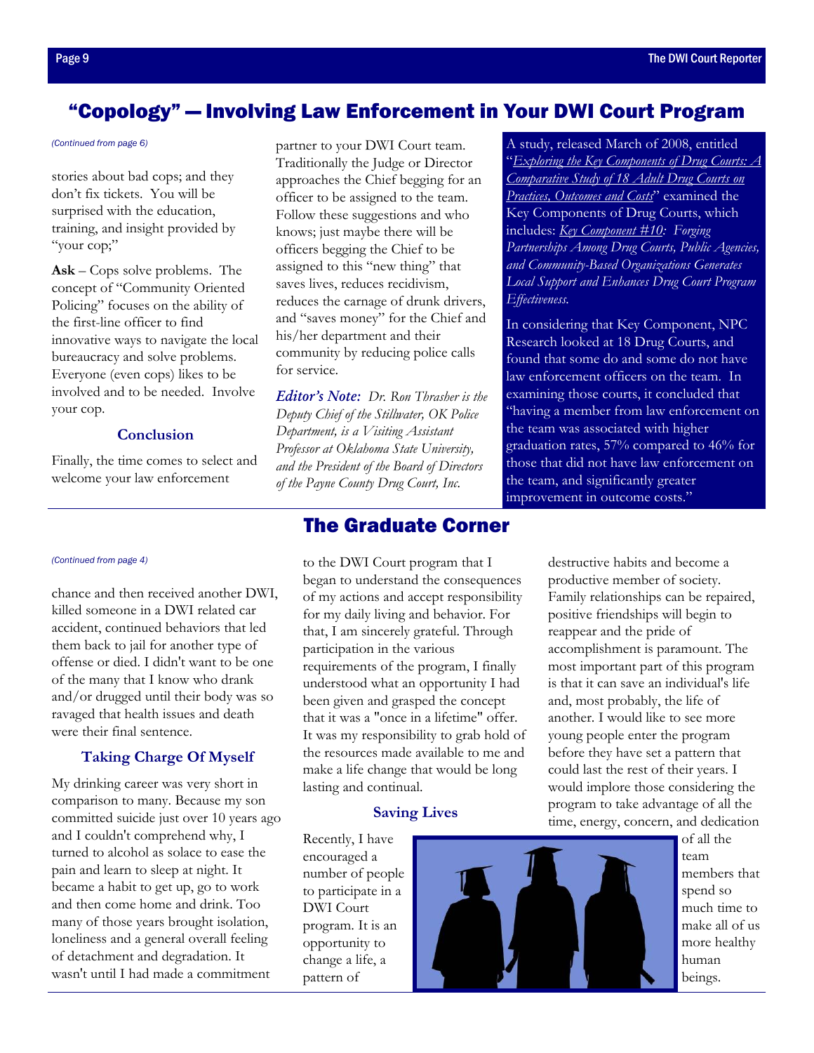## "Copology" — Involving Law Enforcement in Your DWI Court Program

*(Continued from page 6)*

stories about bad cops; and they don't fix tickets. You will be surprised with the education, training, and insight provided by "your cop;"

**Ask** – Cops solve problems. The concept of "Community Oriented Policing" focuses on the ability of the first-line officer to find innovative ways to navigate the local bureaucracy and solve problems. Everyone (even cops) likes to be involved and to be needed. Involve your cop.

### Conclusion

Finally, the time comes to select and welcome your law enforcement partner to your DWI Court team. Traditionally the Judge or Director approaches the Chief begging for an officer to be assigned to the team. Follow these suggestions and who knows; just maybe there will be officers begging the Chief to be assigned to this "new thing" that saves lives, reduces recidivism, reduces the carnage of drunk drivers, and "saves money" for the Chief and his/her department and their community by reducing police calls for service.

***Editor's Note:*** *Dr. Ron Thrasher is the Deputy Chief of the Stillwater, OK Police Department, is a Visiting Assistant Professor at Oklahoma State University, and the President of the Board of Directors of the Payne County Drug Court, Inc.*

A study, released March of 2008, entitled "*Exploring the Key Components of Drug Courts: A Comparative Study of 18 Adult Drug Courts on Practices, Outcomes and Costs*" examined the Key Components of Drug Courts, which includes: *Key Component #10: Forging Partnerships Among Drug Courts, Public Agencies, and Community-Based Organizations Generates Local Support and Enhances Drug Court Program Effectiveness.*

In considering that Key Component, NPC Research looked at 18 Drug Courts, and found that some do and some do not have law enforcement officers on the team. In examining those courts, it concluded that "having a member from law enforcement on the team was associated with higher graduation rates, 57% compared to 46% for those that did not have law enforcement on the team, and significantly greater improvement in outcome costs."

## The Graduate Corner

*(Continued from page 4)*

chance and then received another DWI, killed someone in a DWI related car accident, continued behaviors that led them back to jail for another type of offense or died. I didn't want to be one of the many that I know who drank and/or drugged until their body was so ravaged that health issues and death were their final sentence.

### Taking Charge Of Myself

My drinking career was very short in comparison to many. Because my son committed suicide just over 10 years ago and I couldn't comprehend why, I turned to alcohol as solace to ease the pain and learn to sleep at night. It became a habit to get up, go to work and then come home and drink. Too many of those years brought isolation, loneliness and a general overall feeling of detachment and degradation. It wasn't until I had made a commitment to the DWI Court program that I began to understand the consequences of my actions and accept responsibility for my daily living and behavior. For that, I am sincerely grateful. Through participation in the various requirements of the program, I finally understood what an opportunity I had been given and grasped the concept that it was a "once in a lifetime" offer. It was my responsibility to grab hold of the resources made available to me and make a life change that would be long lasting and continual.

### Saving Lives

Recently, I have encouraged a number of people to participate in a DWI Court program. It is an opportunity to change a life, a pattern of destructive habits and become a productive member of society. Family relationships can be repaired, positive friendships will begin to reappear and the pride of accomplishment is paramount. The most important part of this program is that it can save an individual's life and, most probably, the life of another. I would like to see more young people enter the program before they have set a pattern that could last the rest of their years. I would implore those considering the program to take advantage of all the time, energy, concern, and dedication of all the team members that spend so much time to make all of us more healthy human beings.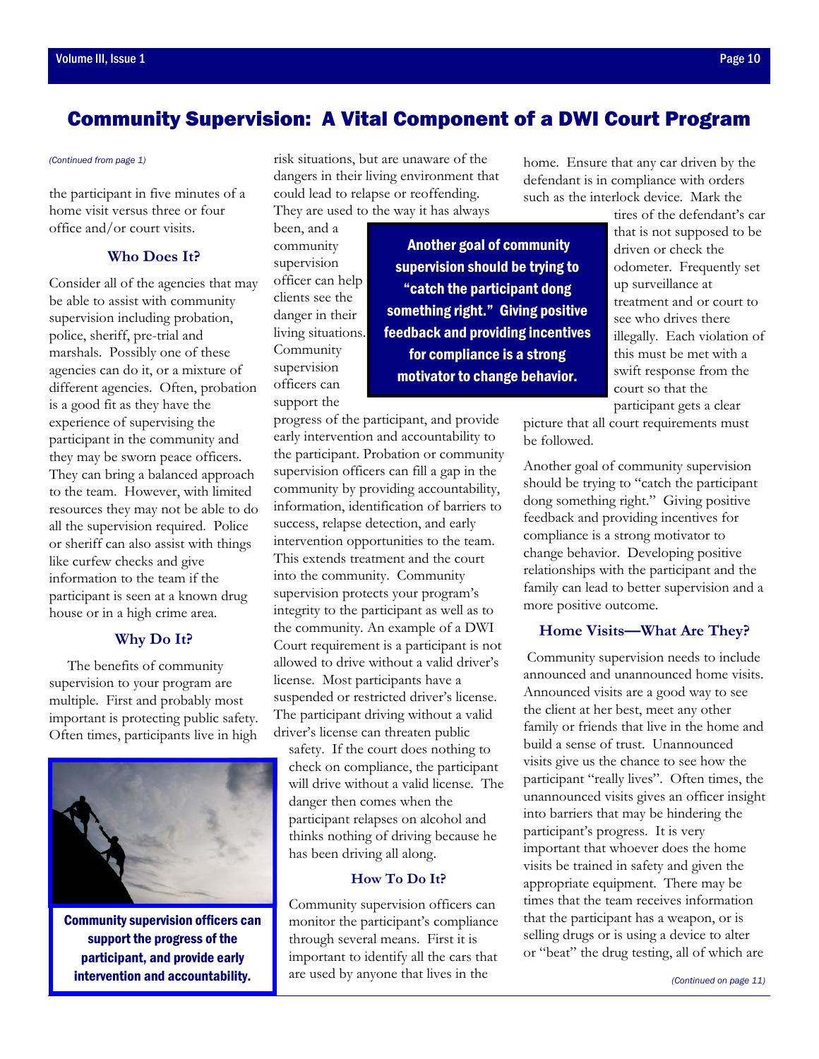# Community Supervision: A Vital Component of a DWI Court Program

*(Continued from page 1)*

the participant in five minutes of a home visit versus three or four office and/or court visits.

### Who Does It?

Consider all of the agencies that may be able to assist with community supervision including probation, police, sheriff, pre-trial and marshals. Possibly one of these agencies can do it, or a mixture of different agencies. Often, probation is a good fit as they have the experience of supervising the participant in the community and they may be sworn peace officers. They can bring a balanced approach to the team. However, with limited resources they may not be able to do all the supervision required. Police or sheriff can also assist with things like curfew checks and give information to the team if the participant is seen at a known drug house or in a high crime area.

### Why Do It?

The benefits of community supervision to your program are multiple. First and probably most important is protecting public safety. Often times, participants live in high risk situations, but are unaware of the dangers in their living environment that could lead to relapse or reoffending. They are used to the way it has always been, and a community supervision officer can help clients see the danger in their living situations. Community supervision officers can support the progress of the participant, and provide early intervention and accountability to the participant. Probation or community supervision officers can fill a gap in the community by providing accountability, information, identification of barriers to success, relapse detection, and early intervention opportunities to the team. This extends treatment and the court into the community. Community supervision protects your program's integrity to the participant as well as to the community. An example of a DWI Court requirement is a participant is not allowed to drive without a valid driver's license. Most participants have a suspended or restricted driver's license. The participant driving without a valid driver's license can threaten public safety. If the court does nothing to check on compliance, the participant will drive without a valid license. The danger then comes when the participant relapses on alcohol and thinks nothing of driving because he has been driving all along.

**Community supervision officers can support the progress of the participant, and provide early intervention and accountability.**

### How To Do It?

Community supervision officers can monitor the participant's compliance through several means. First it is important to identify all the cars that are used by anyone that lives in the home. Ensure that any car driven by the defendant is in compliance with orders such as the interlock device. Mark the tires of the defendant's car that is not supposed to be driven or check the odometer. Frequently set up surveillance at treatment and or court to see who drives there illegally. Each violation of this must be met with a swift response from the court so that the participant gets a clear picture that all court requirements must be followed.

**Another goal of community supervision should be trying to "catch the participant dong something right." Giving positive feedback and providing incentives for compliance is a strong motivator to change behavior.**

Another goal of community supervision should be trying to "catch the participant dong something right." Giving positive feedback and providing incentives for compliance is a strong motivator to change behavior. Developing positive relationships with the participant and the family can lead to better supervision and a more positive outcome.

### Home Visits—What Are They?

Community supervision needs to include announced and unannounced home visits. Announced visits are a good way to see the client at her best, meet any other family or friends that live in the home and build a sense of trust. Unannounced visits give us the chance to see how the participant "really lives". Often times, the unannounced visits gives an officer insight into barriers that may be hindering the participant's progress. It is very important that whoever does the home visits be trained in safety and given the appropriate equipment. There may be times that the team receives information that the participant has a weapon, or is selling drugs or is using a device to alter or "beat" the drug testing, all of which are

*(Continued on page 11)*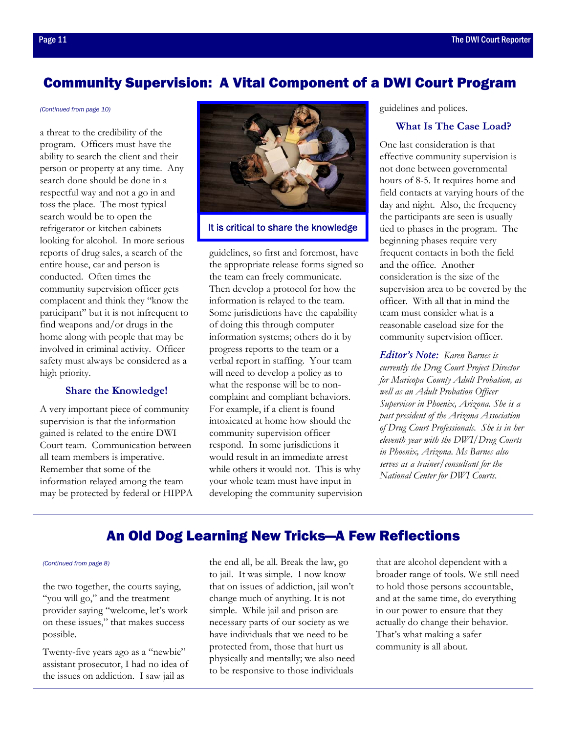## Community Supervision: A Vital Component of a DWI Court Program

*(Continued from page 10)*

a threat to the credibility of the program. Officers must have the ability to search the client and their person or property at any time. Any search done should be done in a respectful way and not a go in and toss the place. The most typical search would be to open the refrigerator or kitchen cabinets looking for alcohol. In more serious reports of drug sales, a search of the entire house, car and person is conducted. Often times the community supervision officer gets complacent and think they "know the participant" but it is not infrequent to find weapons and/or drugs in the home along with people that may be involved in criminal activity. Officer safety must always be considered as a high priority.

### Share the Knowledge!

A very important piece of community supervision is that the information gained is related to the entire DWI Court team. Communication between all team members is imperative. Remember that some of the information relayed among the team may be protected by federal or HIPPA guidelines, so first and foremost, have the appropriate release forms signed so the team can freely communicate. Then develop a protocol for how the information is relayed to the team. Some jurisdictions have the capability of doing this through computer information systems; others do it by progress reports to the team or a verbal report in staffing. Your team will need to develop a policy as to what the response will be to non-complaint and compliant behaviors. For example, if a client is found intoxicated at home how should the community supervision officer respond. In some jurisdictions it would result in an immediate arrest while others it would not. This is why your whole team must have input in developing the community supervision guidelines and polices.

It is critical to share the knowledge

### What Is The Case Load?

One last consideration is that effective community supervision is not done between governmental hours of 8-5. It requires home and field contacts at varying hours of the day and night. Also, the frequency the participants are seen is usually tied to phases in the program. The beginning phases require very frequent contacts in both the field and the office. Another consideration is the size of the supervision area to be covered by the officer. With all that in mind the team must consider what is a reasonable caseload size for the community supervision officer.

***Editor's Note:*** *Karen Barnes is currently the Drug Court Project Director for Maricopa County Adult Probation, as well as an Adult Probation Officer Supervisor in Phoenix, Arizona. She is a past president of the Arizona Association of Drug Court Professionals. She is in her eleventh year with the DWI/Drug Courts in Phoenix, Arizona. Ms Barnes also serves as a trainer/consultant for the National Center for DWI Courts.*

## An Old Dog Learning New Tricks—A Few Reflections

*(Continued from page 8)*

the two together, the courts saying, "you will go," and the treatment provider saying "welcome, let's work on these issues," that makes success possible.

Twenty-five years ago as a "newbie" assistant prosecutor, I had no idea of the issues on addiction. I saw jail as the end all, be all. Break the law, go to jail. It was simple. I now know that on issues of addiction, jail won't change much of anything. It is not simple. While jail and prison are necessary parts of our society as we have individuals that we need to be protected from, those that hurt us physically and mentally; we also need to be responsive to those individuals that are alcohol dependent with a broader range of tools. We still need to hold those persons accountable, and at the same time, do everything in our power to ensure that they actually do change their behavior. That's what making a safer community is all about.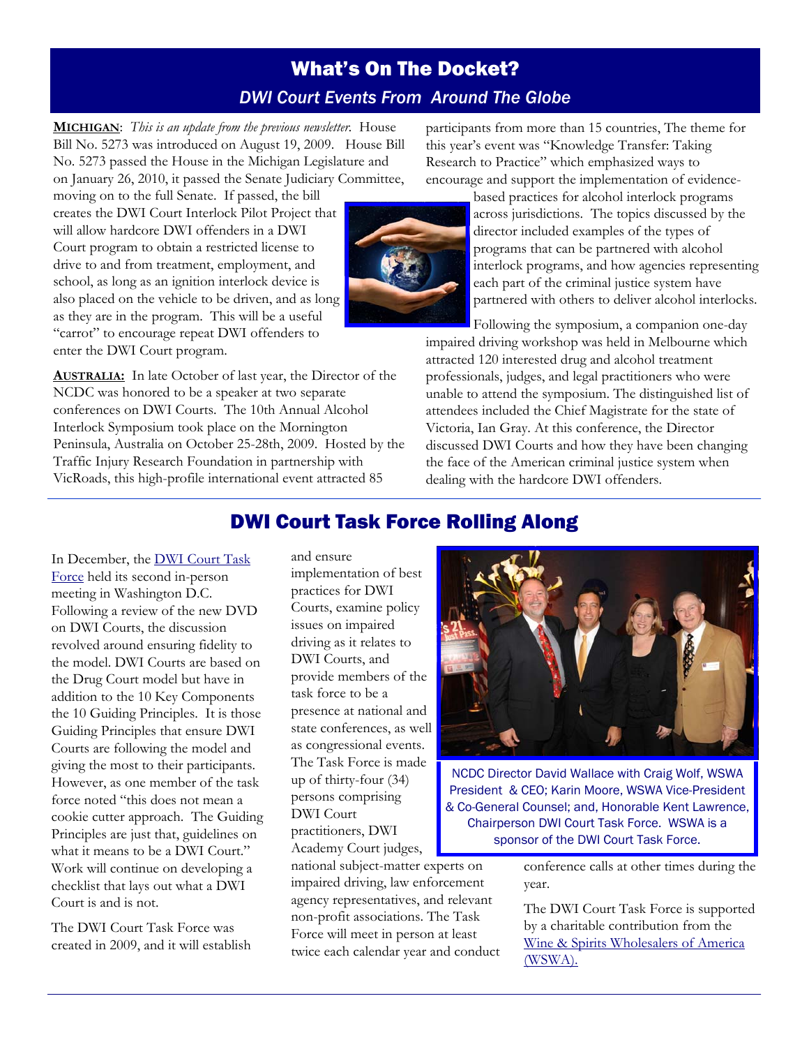## What's On The Docket?

### *DWI Court Events From Around The Globe*

**MICHIGAN**: *This is an update from the previous newsletter.* House Bill No. 5273 was introduced on August 19, 2009. House Bill No. 5273 passed the House in the Michigan Legislature and on January 26, 2010, it passed the Senate Judiciary Committee, moving on to the full Senate. If passed, the bill creates the DWI Court Interlock Pilot Project that will allow hardcore DWI offenders in a DWI Court program to obtain a restricted license to drive to and from treatment, employment, and school, as long as an ignition interlock device is also placed on the vehicle to be driven, and as long as they are in the program. This will be a useful "carrot" to encourage repeat DWI offenders to enter the DWI Court program.

**AUSTRALIA:** In late October of last year, the Director of the NCDC was honored to be a speaker at two separate conferences on DWI Courts. The 10th Annual Alcohol Interlock Symposium took place on the Mornington Peninsula, Australia on October 25-28th, 2009. Hosted by the Traffic Injury Research Foundation in partnership with VicRoads, this high-profile international event attracted 85 participants from more than 15 countries, The theme for this year's event was "Knowledge Transfer: Taking Research to Practice" which emphasized ways to encourage and support the implementation of evidence-based practices for alcohol interlock programs across jurisdictions. The topics discussed by the director included examples of the types of programs that can be partnered with alcohol interlock programs, and how agencies representing each part of the criminal justice system have partnered with others to deliver alcohol interlocks.

Following the symposium, a companion one-day impaired driving workshop was held in Melbourne which attracted 120 interested drug and alcohol treatment professionals, judges, and legal practitioners who were unable to attend the symposium. The distinguished list of attendees included the Chief Magistrate for the state of Victoria, Ian Gray. At this conference, the Director discussed DWI Courts and how they have been changing the face of the American criminal justice system when dealing with the hardcore DWI offenders.

## DWI Court Task Force Rolling Along

In December, the DWI Court Task Force held its second in-person meeting in Washington D.C. Following a review of the new DVD on DWI Courts, the discussion revolved around ensuring fidelity to the model. DWI Courts are based on the Drug Court model but have in addition to the 10 Key Components the 10 Guiding Principles. It is those Guiding Principles that ensure DWI Courts are following the model and giving the most to their participants. However, as one member of the task force noted "this does not mean a cookie cutter approach. The Guiding Principles are just that, guidelines on what it means to be a DWI Court." Work will continue on developing a checklist that lays out what a DWI Court is and is not.

The DWI Court Task Force was created in 2009, and it will establish and ensure implementation of best practices for DWI Courts, examine policy issues on impaired driving as it relates to DWI Courts, and provide members of the task force to be a presence at national and state conferences, as well as congressional events. The Task Force is made up of thirty-four (34) persons comprising DWI Court practitioners, DWI Academy Court judges, national subject-matter experts on impaired driving, law enforcement agency representatives, and relevant non-profit associations. The Task Force will meet in person at least twice each calendar year and conduct conference calls at other times during the year.

NCDC Director David Wallace with Craig Wolf, WSWA President & CEO; Karin Moore, WSWA Vice-President & Co-General Counsel; and, Honorable Kent Lawrence, Chairperson DWI Court Task Force. WSWA is a sponsor of the DWI Court Task Force.

The DWI Court Task Force is supported by a charitable contribution from the Wine & Spirits Wholesalers of America (WSWA).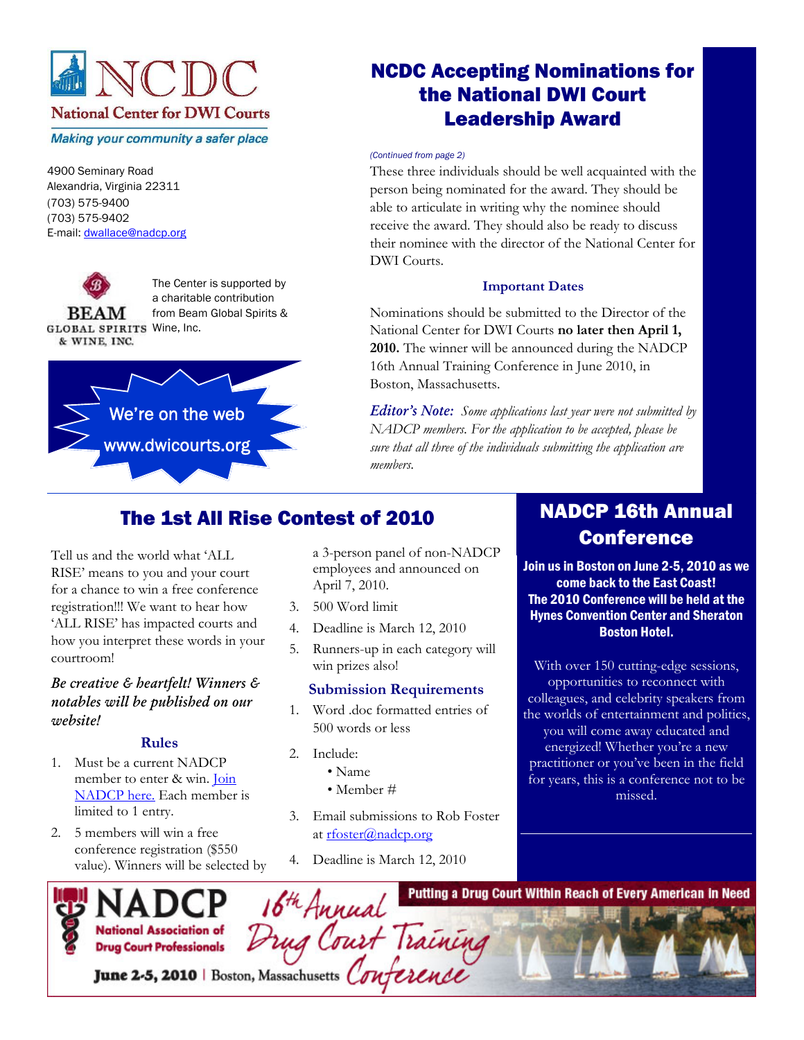# NCDC

**National Center for DWI Courts**

*Making your community a safer place*

4900 Seminary Road
Alexandria, Virginia 22311
(703) 575-9400
(703) 575-9402
E-mail: dwallace@nadcp.org

BEAM GLOBAL SPIRITS & WINE, INC.

The Center is supported by a charitable contribution from Beam Global Spirits & Wine, Inc.

We're on the web
www.dwicourts.org

## NCDC Accepting Nominations for the National DWI Court Leadership Award

*(Continued from page 2)*

These three individuals should be well acquainted with the person being nominated for the award. They should be able to articulate in writing why the nominee should receive the award. They should also be ready to discuss their nominee with the director of the National Center for DWI Courts.

### Important Dates

Nominations should be submitted to the Director of the National Center for DWI Courts **no later then April 1, 2010.** The winner will be announced during the NADCP 16th Annual Training Conference in June 2010, in Boston, Massachusetts.

*Editor's Note: Some applications last year were not submitted by NADCP members. For the application to be accepted, please be sure that all three of the individuals submitting the application are members.*

## The 1st All Rise Contest of 2010

Tell us and the world what 'ALL RISE' means to you and your court for a chance to win a free conference registration!!! We want to hear how 'ALL RISE' has impacted courts and how you interpret these words in your courtroom!

***Be creative & heartfelt! Winners & notables will be published on our website!***

### Rules

1. Must be a current NADCP member to enter & win. Join NADCP here. Each member is limited to 1 entry.
2. 5 members will win a free conference registration ($550 value). Winners will be selected by a 3-person panel of non-NADCP employees and announced on April 7, 2010.
3. 500 Word limit
4. Deadline is March 12, 2010
5. Runners-up in each category will win prizes also!

### Submission Requirements

1. Word .doc formatted entries of 500 words or less
2. Include:
   - Name
   - Member #
3. Email submissions to Rob Foster at rfoster@nadcp.org
4. Deadline is March 12, 2010

## NADCP 16th Annual Conference

**Join us in Boston on June 2-5, 2010 as we come back to the East Coast! The 2010 Conference will be held at the Hynes Convention Center and Sheraton Boston Hotel.**

With over 150 cutting-edge sessions, opportunities to reconnect with colleagues, and celebrity speakers from the worlds of entertainment and politics, you will come away educated and energized! Whether you're a new practitioner or you've been in the field for years, this is a conference not to be missed.

NADCP National Association of Drug Court Professionals

16th Annual Drug Court Training Conference

**June 2-5, 2010** | Boston, Massachusetts

Putting a Drug Court Within Reach of Every American in Need